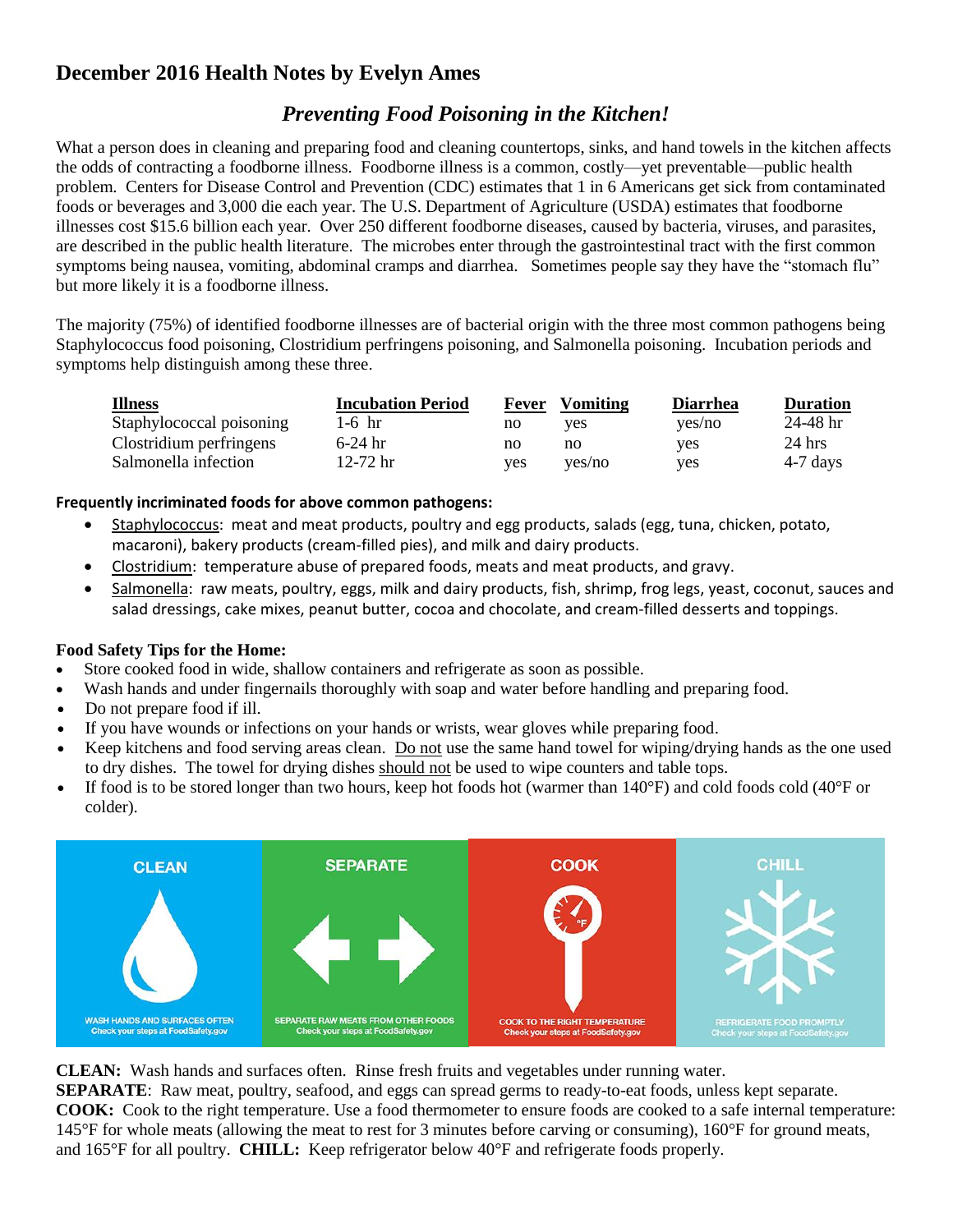## December 2016 Health Notes by Evelyn Ames

### *Preventing Food Poisoning in the Kitchen!*

What a person does in cleaning and preparing food and cleaning countertops, sinks, and hand towels in the kitchen affects the odds of contracting a foodborne illness. Foodborne illness is a common, costly—yet preventable—public health problem. Centers for Disease Control and Prevention (CDC) estimates that 1 in 6 Americans get sick from contaminated foods or beverages and 3,000 die each year. The U.S. Department of Agriculture (USDA) estimates that foodborne illnesses cost $15.6 billion each year. Over 250 different foodborne diseases, caused by bacteria, viruses, and parasites, are described in the public health literature. The microbes enter through the gastrointestinal tract with the first common symptoms being nausea, vomiting, abdominal cramps and diarrhea. Sometimes people say they have the "stomach flu" but more likely it is a foodborne illness.

The majority (75%) of identified foodborne illnesses are of bacterial origin with the three most common pathogens being Staphylococcus food poisoning, Clostridium perfringens poisoning, and Salmonella poisoning. Incubation periods and symptoms help distinguish among these three.

| Illness | Incubation Period | Fever | Vomiting | Diarrhea | Duration |
|---|---|---|---|---|---|
| Staphylococcal poisoning | 1-6 hr | no | yes | yes/no | 24-48 hr |
| Clostridium perfringens | 6-24 hr | no | no | yes | 24 hrs |
| Salmonella infection | 12-72 hr | yes | yes/no | yes | 4-7 days |

**Frequently incriminated foods for above common pathogens:**

- Staphylococcus: meat and meat products, poultry and egg products, salads (egg, tuna, chicken, potato, macaroni), bakery products (cream-filled pies), and milk and dairy products.
- Clostridium: temperature abuse of prepared foods, meats and meat products, and gravy.
- Salmonella: raw meats, poultry, eggs, milk and dairy products, fish, shrimp, frog legs, yeast, coconut, sauces and salad dressings, cake mixes, peanut butter, cocoa and chocolate, and cream-filled desserts and toppings.

**Food Safety Tips for the Home:**

- Store cooked food in wide, shallow containers and refrigerate as soon as possible.
- Wash hands and under fingernails thoroughly with soap and water before handling and preparing food.
- Do not prepare food if ill.
- If you have wounds or infections on your hands or wrists, wear gloves while preparing food.
- Keep kitchens and food serving areas clean. Do not use the same hand towel for wiping/drying hands as the one used to dry dishes. The towel for drying dishes should not be used to wipe counters and table tops.
- If food is to be stored longer than two hours, keep hot foods hot (warmer than 140°F) and cold foods cold (40°F or colder).

| CLEAN | SEPARATE | COOK | CHILL |
|---|---|---|---|
| WASH HANDS AND SURFACES OFTEN<br>Check your steps at FoodSafety.gov | SEPARATE RAW MEATS FROM OTHER FOODS<br>Check your steps at FoodSafety.gov | COOK TO THE RIGHT TEMPERATURE<br>Check your steps at FoodSafety.gov | REFRIGERATE FOOD PROMPTLY<br>Check your steps at FoodSafety.gov |

**CLEAN:** Wash hands and surfaces often. Rinse fresh fruits and vegetables under running water.
**SEPARATE**: Raw meat, poultry, seafood, and eggs can spread germs to ready-to-eat foods, unless kept separate.
**COOK:** Cook to the right temperature. Use a food thermometer to ensure foods are cooked to a safe internal temperature: 145°F for whole meats (allowing the meat to rest for 3 minutes before carving or consuming), 160°F for ground meats, and 165°F for all poultry. **CHILL:** Keep refrigerator below 40°F and refrigerate foods properly.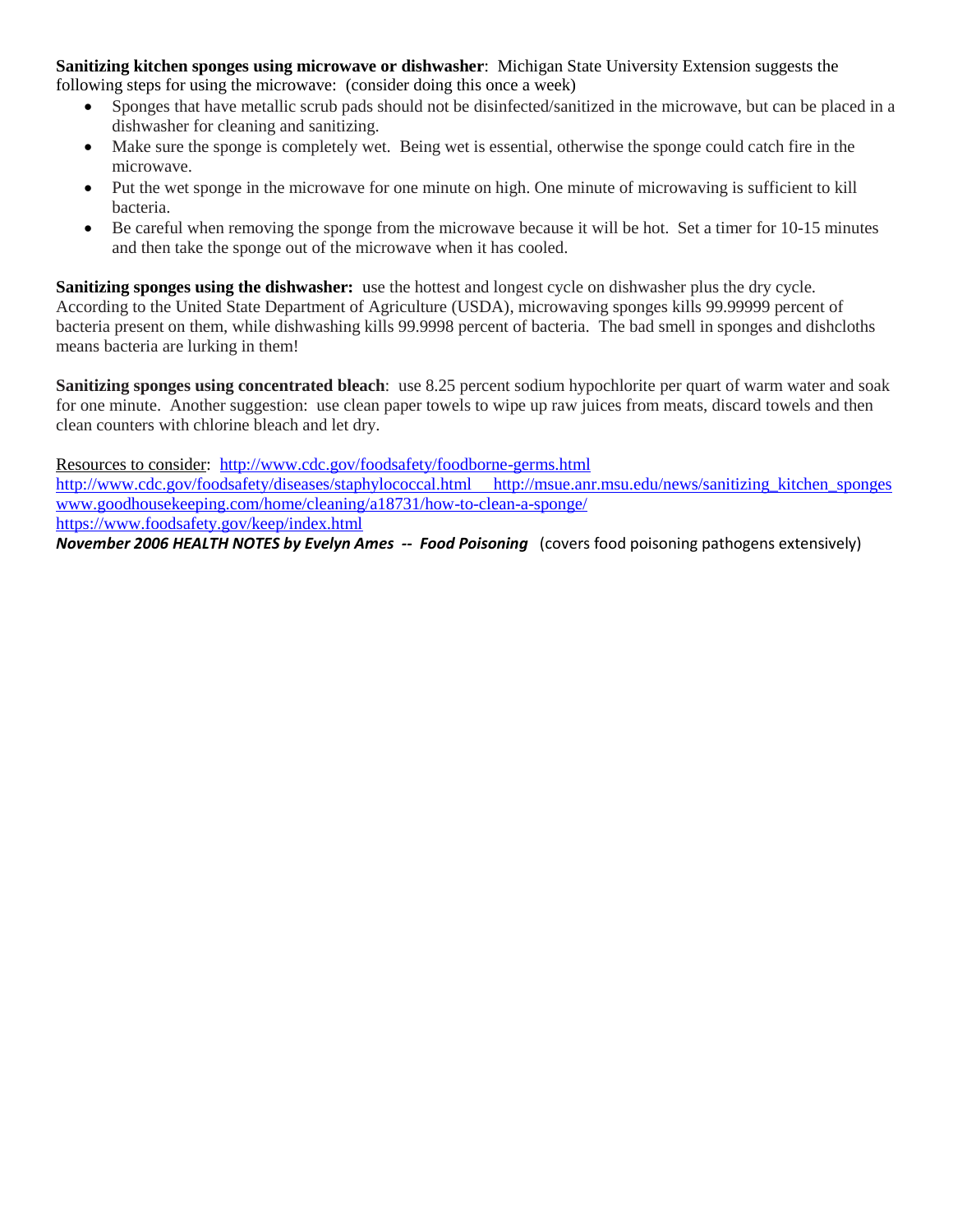**Sanitizing kitchen sponges using microwave or dishwasher**: Michigan State University Extension suggests the following steps for using the microwave: (consider doing this once a week)

- Sponges that have metallic scrub pads should not be disinfected/sanitized in the microwave, but can be placed in a dishwasher for cleaning and sanitizing.
- Make sure the sponge is completely wet. Being wet is essential, otherwise the sponge could catch fire in the microwave.
- Put the wet sponge in the microwave for one minute on high. One minute of microwaving is sufficient to kill bacteria.
- Be careful when removing the sponge from the microwave because it will be hot. Set a timer for 10-15 minutes and then take the sponge out of the microwave when it has cooled.

**Sanitizing sponges using the dishwasher:** use the hottest and longest cycle on dishwasher plus the dry cycle. According to the United State Department of Agriculture (USDA), microwaving sponges kills 99.99999 percent of bacteria present on them, while dishwashing kills 99.9998 percent of bacteria. The bad smell in sponges and dishcloths means bacteria are lurking in them!

**Sanitizing sponges using concentrated bleach**: use 8.25 percent sodium hypochlorite per quart of warm water and soak for one minute. Another suggestion: use clean paper towels to wipe up raw juices from meats, discard towels and then clean counters with chlorine bleach and let dry.

Resources to consider: http://www.cdc.gov/foodsafety/foodborne-germs.html
http://www.cdc.gov/foodsafety/diseases/staphylococcal.html http://msue.anr.msu.edu/news/sanitizing_kitchen_sponges
www.goodhousekeeping.com/home/cleaning/a18731/how-to-clean-a-sponge/
https://www.foodsafety.gov/keep/index.html
***November 2006 HEALTH NOTES by Evelyn Ames -- Food Poisoning*** (covers food poisoning pathogens extensively)